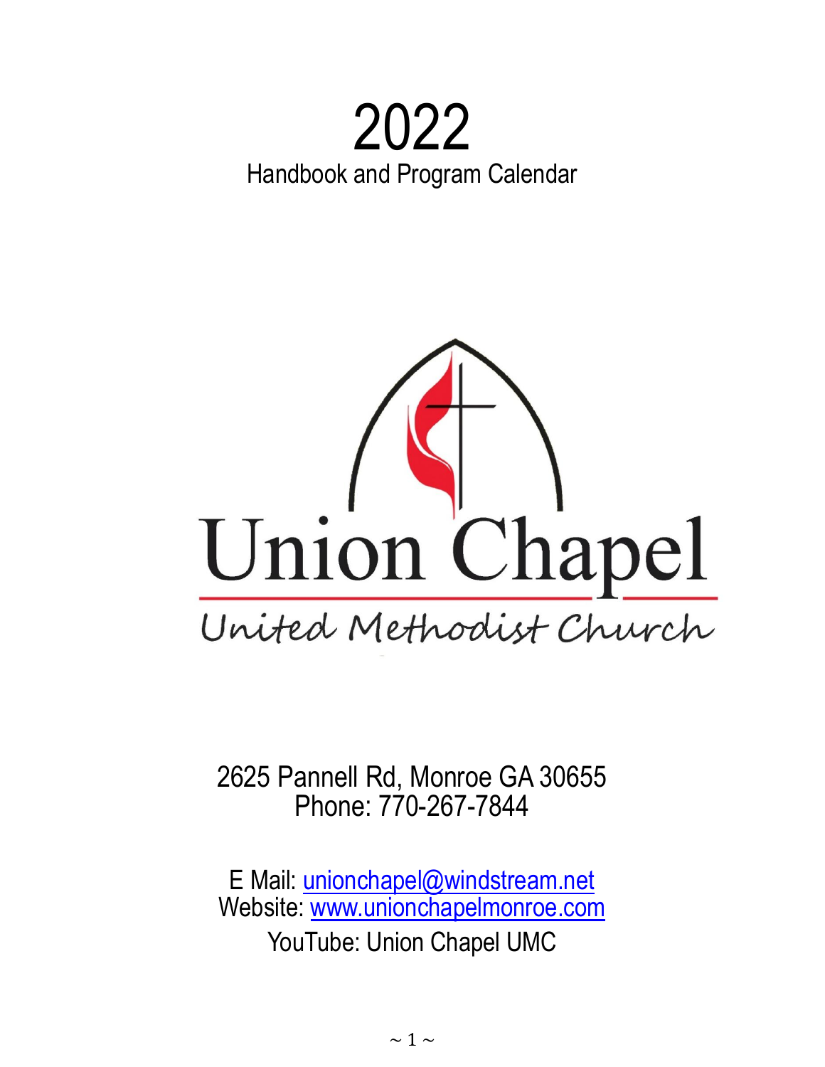# 2022

Handbook and Program Calendar

# Union Chapel

United Methodist Church

2625 Pannell Rd, Monroe GA 30655
Phone: 770-267-7844

E Mail: unionchapel@windstream.net
Website: www.unionchapelmonroe.com
YouTube: Union Chapel UMC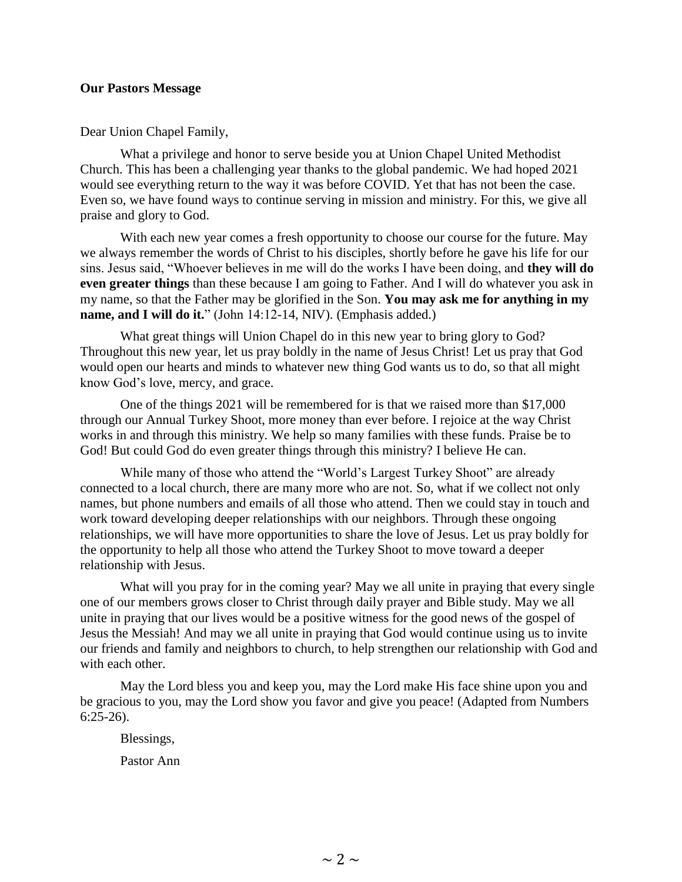**Our Pastors Message**

Dear Union Chapel Family,

What a privilege and honor to serve beside you at Union Chapel United Methodist Church. This has been a challenging year thanks to the global pandemic. We had hoped 2021 would see everything return to the way it was before COVID. Yet that has not been the case. Even so, we have found ways to continue serving in mission and ministry. For this, we give all praise and glory to God.

With each new year comes a fresh opportunity to choose our course for the future. May we always remember the words of Christ to his disciples, shortly before he gave his life for our sins. Jesus said, "Whoever believes in me will do the works I have been doing, and **they will do even greater things** than these because I am going to Father. And I will do whatever you ask in my name, so that the Father may be glorified in the Son. **You may ask me for anything in my name, and I will do it.**" (John 14:12-14, NIV). (Emphasis added.)

What great things will Union Chapel do in this new year to bring glory to God? Throughout this new year, let us pray boldly in the name of Jesus Christ! Let us pray that God would open our hearts and minds to whatever new thing God wants us to do, so that all might know God's love, mercy, and grace.

One of the things 2021 will be remembered for is that we raised more than $17,000 through our Annual Turkey Shoot, more money than ever before. I rejoice at the way Christ works in and through this ministry. We help so many families with these funds. Praise be to God! But could God do even greater things through this ministry? I believe He can.

While many of those who attend the "World's Largest Turkey Shoot" are already connected to a local church, there are many more who are not. So, what if we collect not only names, but phone numbers and emails of all those who attend. Then we could stay in touch and work toward developing deeper relationships with our neighbors. Through these ongoing relationships, we will have more opportunities to share the love of Jesus. Let us pray boldly for the opportunity to help all those who attend the Turkey Shoot to move toward a deeper relationship with Jesus.

What will you pray for in the coming year? May we all unite in praying that every single one of our members grows closer to Christ through daily prayer and Bible study. May we all unite in praying that our lives would be a positive witness for the good news of the gospel of Jesus the Messiah! And may we all unite in praying that God would continue using us to invite our friends and family and neighbors to church, to help strengthen our relationship with God and with each other.

May the Lord bless you and keep you, may the Lord make His face shine upon you and be gracious to you, may the Lord show you favor and give you peace! (Adapted from Numbers 6:25-26).

Blessings,

Pastor Ann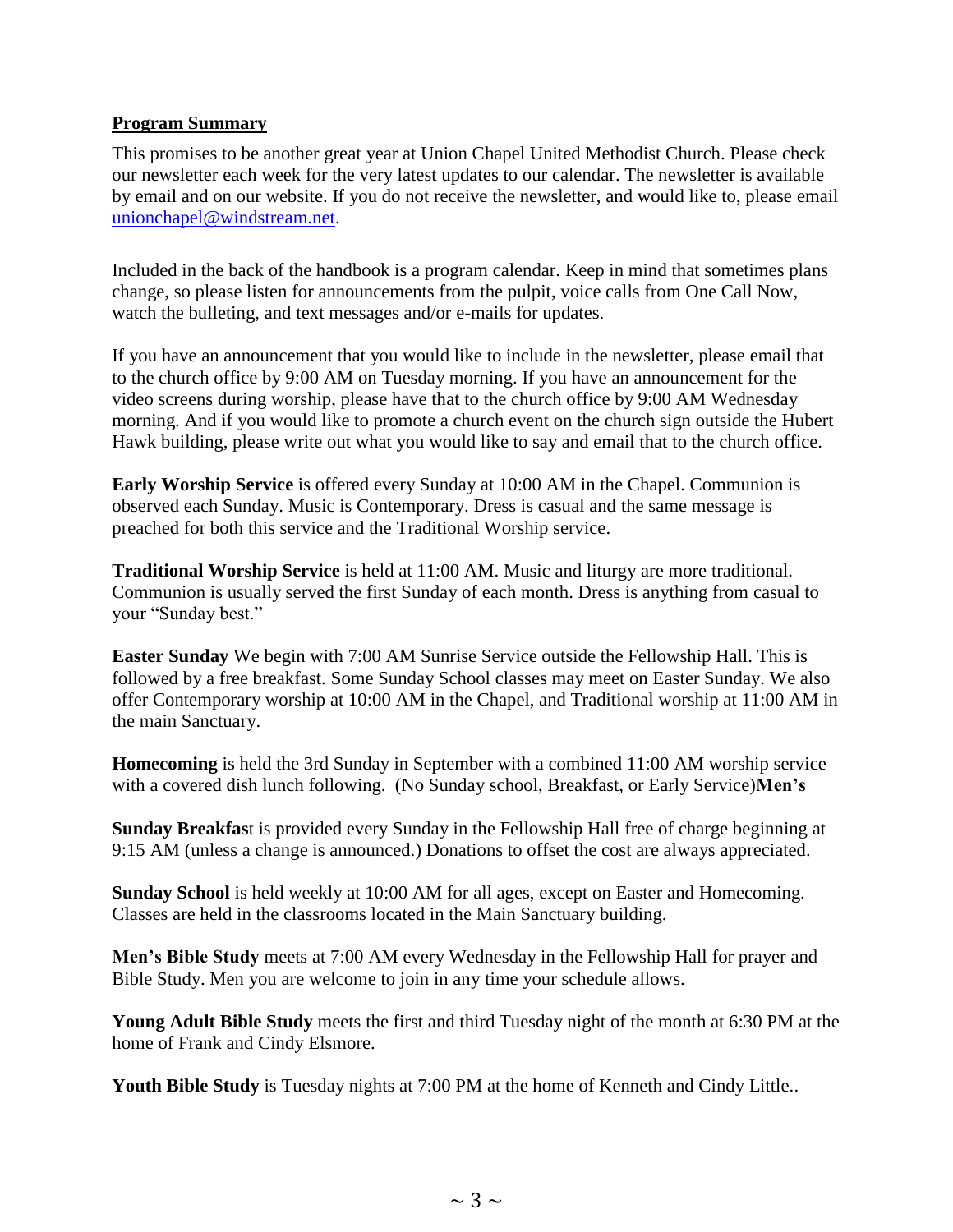**Program Summary**

This promises to be another great year at Union Chapel United Methodist Church. Please check our newsletter each week for the very latest updates to our calendar. The newsletter is available by email and on our website. If you do not receive the newsletter, and would like to, please email unionchapel@windstream.net.

Included in the back of the handbook is a program calendar. Keep in mind that sometimes plans change, so please listen for announcements from the pulpit, voice calls from One Call Now, watch the bulleting, and text messages and/or e-mails for updates.

If you have an announcement that you would like to include in the newsletter, please email that to the church office by 9:00 AM on Tuesday morning. If you have an announcement for the video screens during worship, please have that to the church office by 9:00 AM Wednesday morning. And if you would like to promote a church event on the church sign outside the Hubert Hawk building, please write out what you would like to say and email that to the church office.

**Early Worship Service** is offered every Sunday at 10:00 AM in the Chapel. Communion is observed each Sunday. Music is Contemporary. Dress is casual and the same message is preached for both this service and the Traditional Worship service.

**Traditional Worship Service** is held at 11:00 AM. Music and liturgy are more traditional. Communion is usually served the first Sunday of each month. Dress is anything from casual to your "Sunday best."

**Easter Sunday** We begin with 7:00 AM Sunrise Service outside the Fellowship Hall. This is followed by a free breakfast. Some Sunday School classes may meet on Easter Sunday. We also offer Contemporary worship at 10:00 AM in the Chapel, and Traditional worship at 11:00 AM in the main Sanctuary.

**Homecoming** is held the 3rd Sunday in September with a combined 11:00 AM worship service with a covered dish lunch following. (No Sunday school, Breakfast, or Early Service)**Men's**

**Sunday Breakfas**t is provided every Sunday in the Fellowship Hall free of charge beginning at 9:15 AM (unless a change is announced.) Donations to offset the cost are always appreciated.

**Sunday School** is held weekly at 10:00 AM for all ages, except on Easter and Homecoming. Classes are held in the classrooms located in the Main Sanctuary building.

**Men's Bible Study** meets at 7:00 AM every Wednesday in the Fellowship Hall for prayer and Bible Study. Men you are welcome to join in any time your schedule allows.

**Young Adult Bible Study** meets the first and third Tuesday night of the month at 6:30 PM at the home of Frank and Cindy Elsmore.

**Youth Bible Study** is Tuesday nights at 7:00 PM at the home of Kenneth and Cindy Little..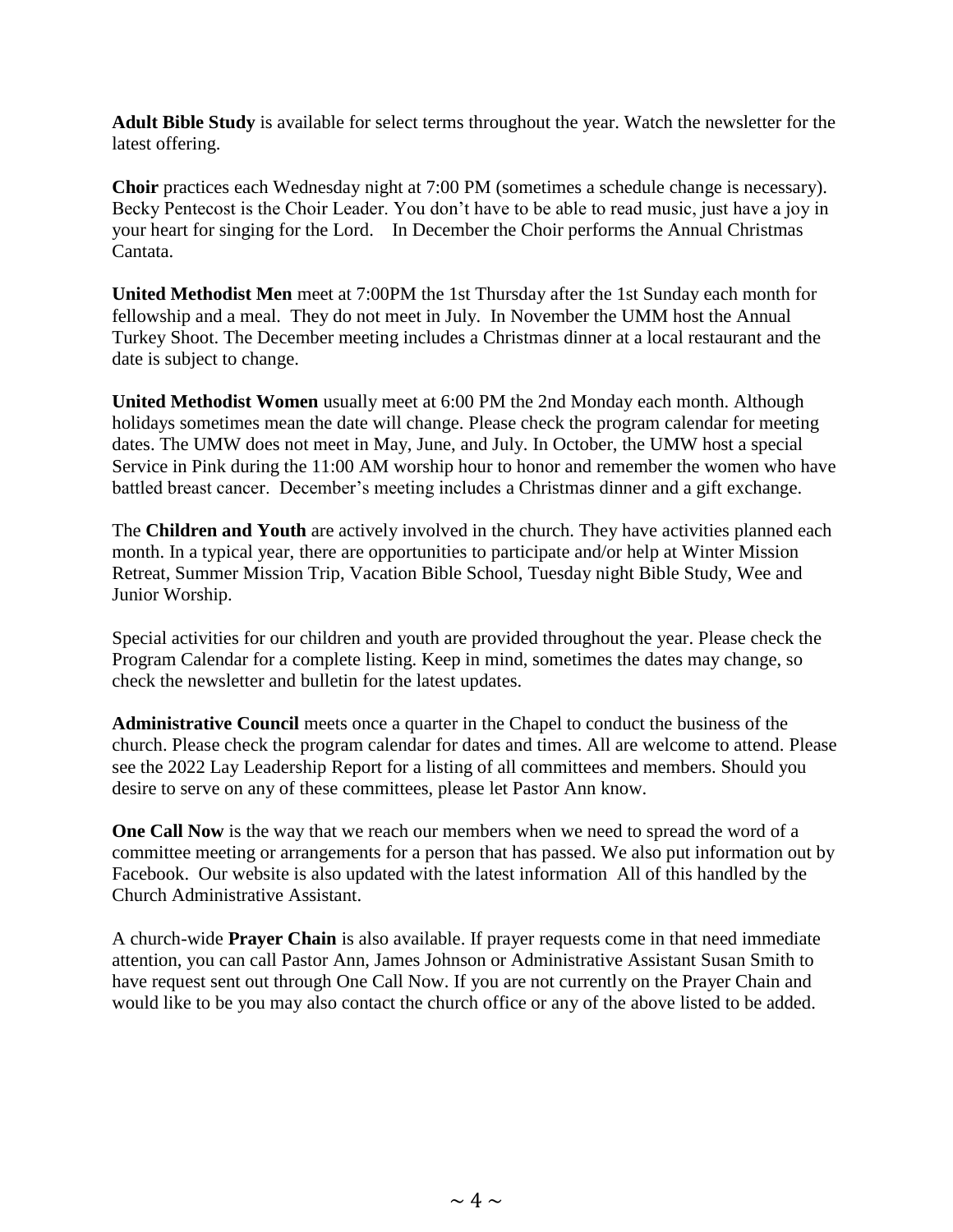**Adult Bible Study** is available for select terms throughout the year. Watch the newsletter for the latest offering.

**Choir** practices each Wednesday night at 7:00 PM (sometimes a schedule change is necessary). Becky Pentecost is the Choir Leader. You don't have to be able to read music, just have a joy in your heart for singing for the Lord. In December the Choir performs the Annual Christmas Cantata.

**United Methodist Men** meet at 7:00PM the 1st Thursday after the 1st Sunday each month for fellowship and a meal. They do not meet in July. In November the UMM host the Annual Turkey Shoot. The December meeting includes a Christmas dinner at a local restaurant and the date is subject to change.

**United Methodist Women** usually meet at 6:00 PM the 2nd Monday each month. Although holidays sometimes mean the date will change. Please check the program calendar for meeting dates. The UMW does not meet in May, June, and July. In October, the UMW host a special Service in Pink during the 11:00 AM worship hour to honor and remember the women who have battled breast cancer. December's meeting includes a Christmas dinner and a gift exchange.

The **Children and Youth** are actively involved in the church. They have activities planned each month. In a typical year, there are opportunities to participate and/or help at Winter Mission Retreat, Summer Mission Trip, Vacation Bible School, Tuesday night Bible Study, Wee and Junior Worship.

Special activities for our children and youth are provided throughout the year. Please check the Program Calendar for a complete listing. Keep in mind, sometimes the dates may change, so check the newsletter and bulletin for the latest updates.

**Administrative Council** meets once a quarter in the Chapel to conduct the business of the church. Please check the program calendar for dates and times. All are welcome to attend. Please see the 2022 Lay Leadership Report for a listing of all committees and members. Should you desire to serve on any of these committees, please let Pastor Ann know.

**One Call Now** is the way that we reach our members when we need to spread the word of a committee meeting or arrangements for a person that has passed. We also put information out by Facebook. Our website is also updated with the latest information All of this handled by the Church Administrative Assistant.

A church-wide **Prayer Chain** is also available. If prayer requests come in that need immediate attention, you can call Pastor Ann, James Johnson or Administrative Assistant Susan Smith to have request sent out through One Call Now. If you are not currently on the Prayer Chain and would like to be you may also contact the church office or any of the above listed to be added.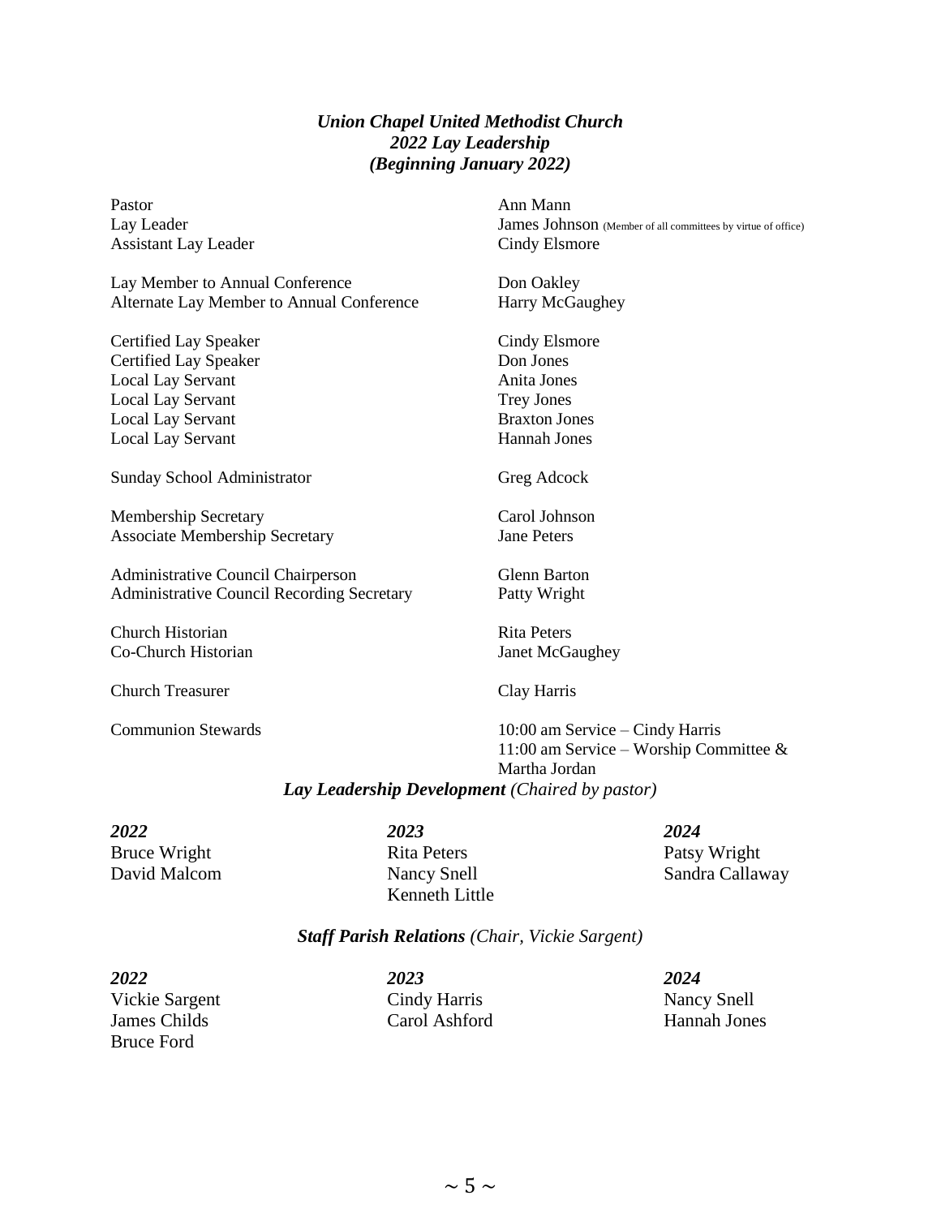***Union Chapel United Methodist Church***
***2022 Lay Leadership***
***(Beginning January 2022)***

| | |
|---|---|
| Pastor | Ann Mann |
| Lay Leader | James Johnson (Member of all committees by virtue of office) |
| Assistant Lay Leader | Cindy Elsmore |
| | |
| Lay Member to Annual Conference | Don Oakley |
| Alternate Lay Member to Annual Conference | Harry McGaughey |
| | |
| Certified Lay Speaker | Cindy Elsmore |
| Certified Lay Speaker | Don Jones |
| Local Lay Servant | Anita Jones |
| Local Lay Servant | Trey Jones |
| Local Lay Servant | Braxton Jones |
| Local Lay Servant | Hannah Jones |
| | |
| Sunday School Administrator | Greg Adcock |
| | |
| Membership Secretary | Carol Johnson |
| Associate Membership Secretary | Jane Peters |
| | |
| Administrative Council Chairperson | Glenn Barton |
| Administrative Council Recording Secretary | Patty Wright |
| | |
| Church Historian | Rita Peters |
| Co-Church Historian | Janet McGaughey |
| | |
| Church Treasurer | Clay Harris |
| | |
| Communion Stewards | 10:00 am Service – Cindy Harris<br>11:00 am Service – Worship Committee & Martha Jordan |

***Lay Leadership Development*** *(Chaired by pastor)*

| ***2022*** | ***2023*** | ***2024*** |
|---|---|---|
| Bruce Wright | Rita Peters | Patsy Wright |
| David Malcom | Nancy Snell | Sandra Callaway |
| | Kenneth Little | |

***Staff Parish Relations*** *(Chair, Vickie Sargent)*

| ***2022*** | ***2023*** | ***2024*** |
|---|---|---|
| Vickie Sargent | Cindy Harris | Nancy Snell |
| James Childs | Carol Ashford | Hannah Jones |
| Bruce Ford | | |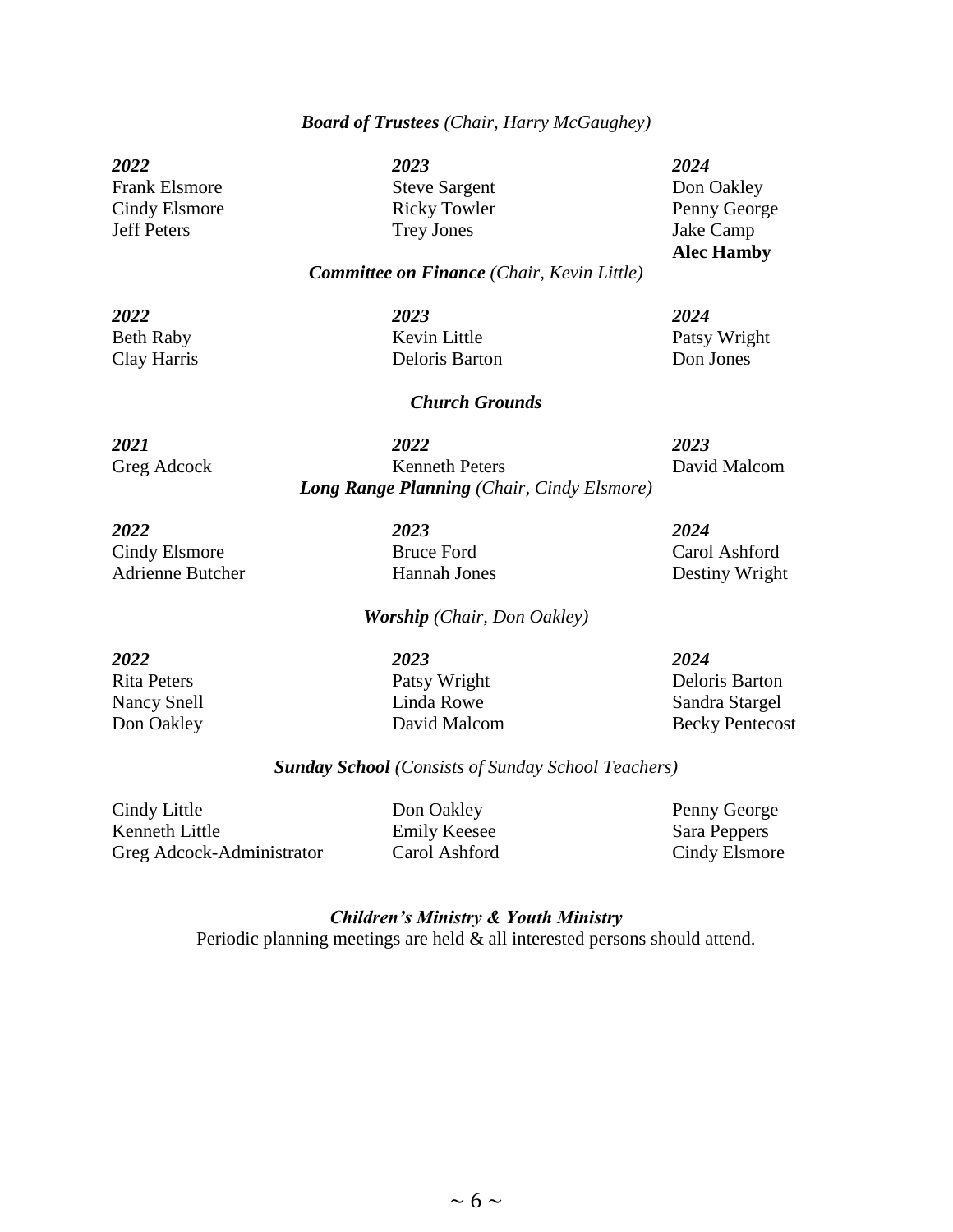**_Board of Trustees_** *(Chair, Harry McGaughey)*

| *2022* | *2023* | *2024* |
|---|---|---|
| Frank Elsmore | Steve Sargent | Don Oakley |
| Cindy Elsmore | Ricky Towler | Penny George |
| Jeff Peters | Trey Jones | Jake Camp |
| | | **Alec Hamby** |

**_Committee on Finance_** *(Chair, Kevin Little)*

| *2022* | *2023* | *2024* |
|---|---|---|
| Beth Raby | Kevin Little | Patsy Wright |
| Clay Harris | Deloris Barton | Don Jones |

**_Church Grounds_**

| *2021* | *2022* | *2023* |
|---|---|---|
| Greg Adcock | Kenneth Peters | David Malcom |

**_Long Range Planning_** *(Chair, Cindy Elsmore)*

| *2022* | *2023* | *2024* |
|---|---|---|
| Cindy Elsmore | Bruce Ford | Carol Ashford |
| Adrienne Butcher | Hannah Jones | Destiny Wright |

**_Worship_** *(Chair, Don Oakley)*

| *2022* | *2023* | *2024* |
|---|---|---|
| Rita Peters | Patsy Wright | Deloris Barton |
| Nancy Snell | Linda Rowe | Sandra Stargel |
| Don Oakley | David Malcom | Becky Pentecost |

**_Sunday School_** *(Consists of Sunday School Teachers)*

| | | |
|---|---|---|
| Cindy Little | Don Oakley | Penny George |
| Kenneth Little | Emily Keesee | Sara Peppers |
| Greg Adcock-Administrator | Carol Ashford | Cindy Elsmore |

**_Children's Ministry & Youth Ministry_**

Periodic planning meetings are held & all interested persons should attend.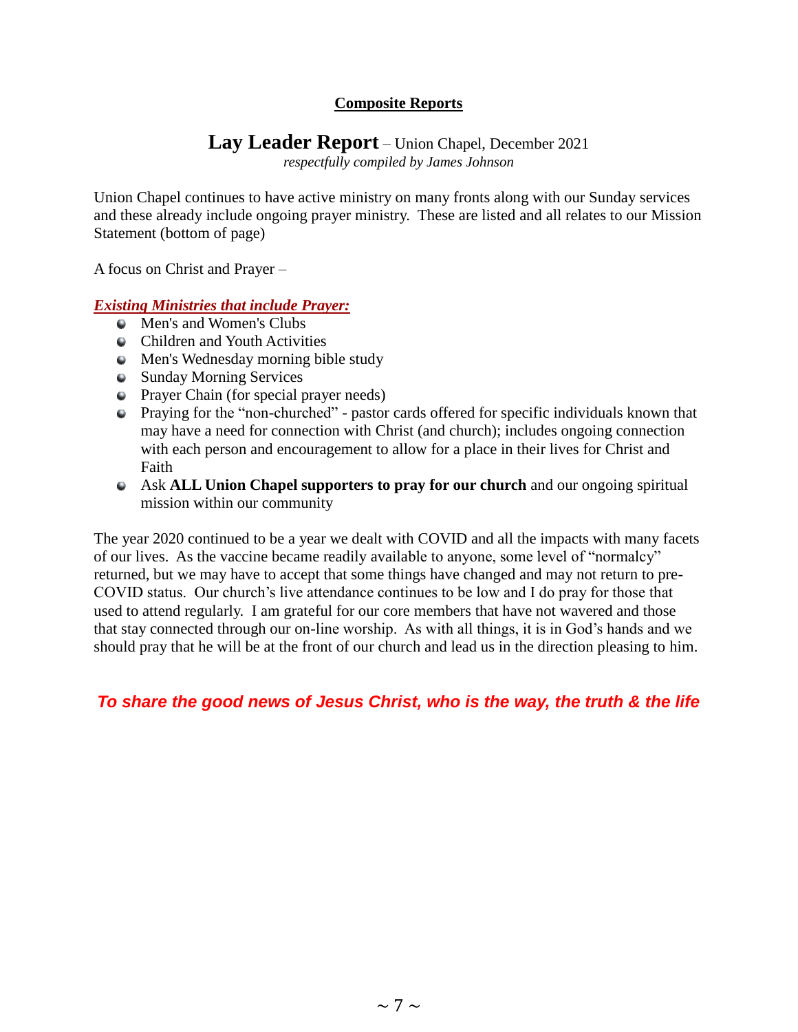**Composite Reports**

# Lay Leader Report – Union Chapel, December 2021

*respectfully compiled by James Johnson*

Union Chapel continues to have active ministry on many fronts along with our Sunday services and these already include ongoing prayer ministry. These are listed and all relates to our Mission Statement (bottom of page)

A focus on Christ and Prayer –

***Existing Ministries that include Prayer:***

- Men's and Women's Clubs
- Children and Youth Activities
- Men's Wednesday morning bible study
- Sunday Morning Services
- Prayer Chain (for special prayer needs)
- Praying for the "non-churched" - pastor cards offered for specific individuals known that may have a need for connection with Christ (and church); includes ongoing connection with each person and encouragement to allow for a place in their lives for Christ and Faith
- Ask **ALL Union Chapel supporters to pray for our church** and our ongoing spiritual mission within our community

The year 2020 continued to be a year we dealt with COVID and all the impacts with many facets of our lives. As the vaccine became readily available to anyone, some level of "normalcy" returned, but we may have to accept that some things have changed and may not return to pre-COVID status. Our church's live attendance continues to be low and I do pray for those that used to attend regularly. I am grateful for our core members that have not wavered and those that stay connected through our on-line worship. As with all things, it is in God's hands and we should pray that he will be at the front of our church and lead us in the direction pleasing to him.

***To share the good news of Jesus Christ, who is the way, the truth & the life***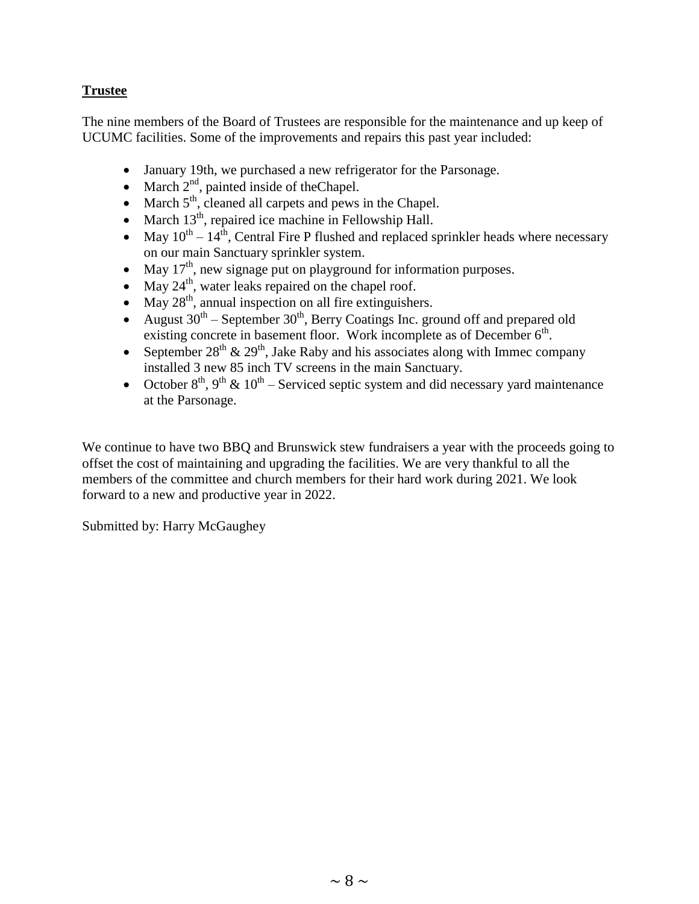**Trustee**

The nine members of the Board of Trustees are responsible for the maintenance and up keep of UCUMC facilities. Some of the improvements and repairs this past year included:

- January 19th, we purchased a new refrigerator for the Parsonage.
- March 2nd, painted inside of theChapel.
- March 5th, cleaned all carpets and pews in the Chapel.
- March 13th, repaired ice machine in Fellowship Hall.
- May 10th – 14th, Central Fire P flushed and replaced sprinkler heads where necessary on our main Sanctuary sprinkler system.
- May 17th, new signage put on playground for information purposes.
- May 24th, water leaks repaired on the chapel roof.
- May 28th, annual inspection on all fire extinguishers.
- August 30th – September 30th, Berry Coatings Inc. ground off and prepared old existing concrete in basement floor. Work incomplete as of December 6th.
- September 28th & 29th, Jake Raby and his associates along with Immec company installed 3 new 85 inch TV screens in the main Sanctuary.
- October 8th, 9th & 10th – Serviced septic system and did necessary yard maintenance at the Parsonage.

We continue to have two BBQ and Brunswick stew fundraisers a year with the proceeds going to offset the cost of maintaining and upgrading the facilities. We are very thankful to all the members of the committee and church members for their hard work during 2021. We look forward to a new and productive year in 2022.

Submitted by: Harry McGaughey